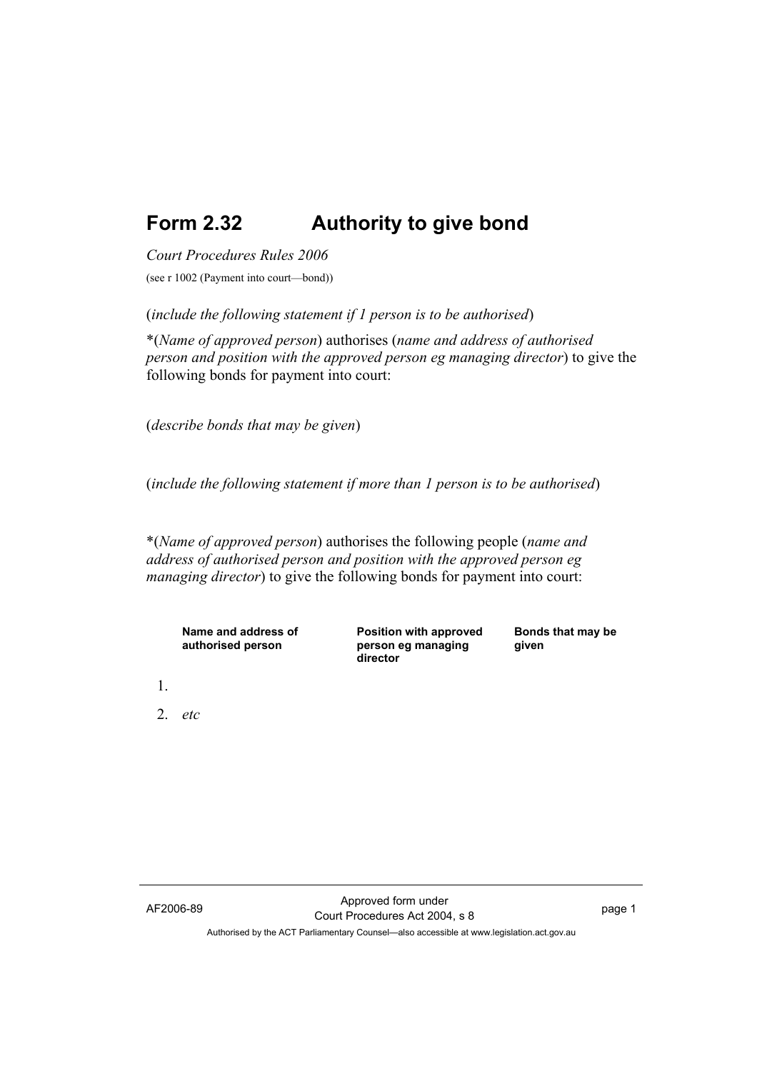# Form 2.32 Authority to give bond

*Court Procedures Rules 2006*

(see r 1002 (Payment into court—bond))

(*include the following statement if 1 person is to be authorised*)

*(*Name of approved person*) authorises (*name and address of authorised person and position with the approved person eg managing director*) to give the following bonds for payment into court:

(*describe bonds that may be given*)

(*include the following statement if more than 1 person is to be authorised*)

*(*Name of approved person*) authorises the following people (*name and address of authorised person and position with the approved person eg managing director*) to give the following bonds for payment into court:

| | Name and address of authorised person | Position with approved person eg managing director | Bonds that may be given |
|---|---|---|---|
| 1. | | | |
| 2. | *etc* | | |

AF2006-89

Approved form under Court Procedures Act 2004, s 8

Authorised by the ACT Parliamentary Counsel—also accessible at www.legislation.act.gov.au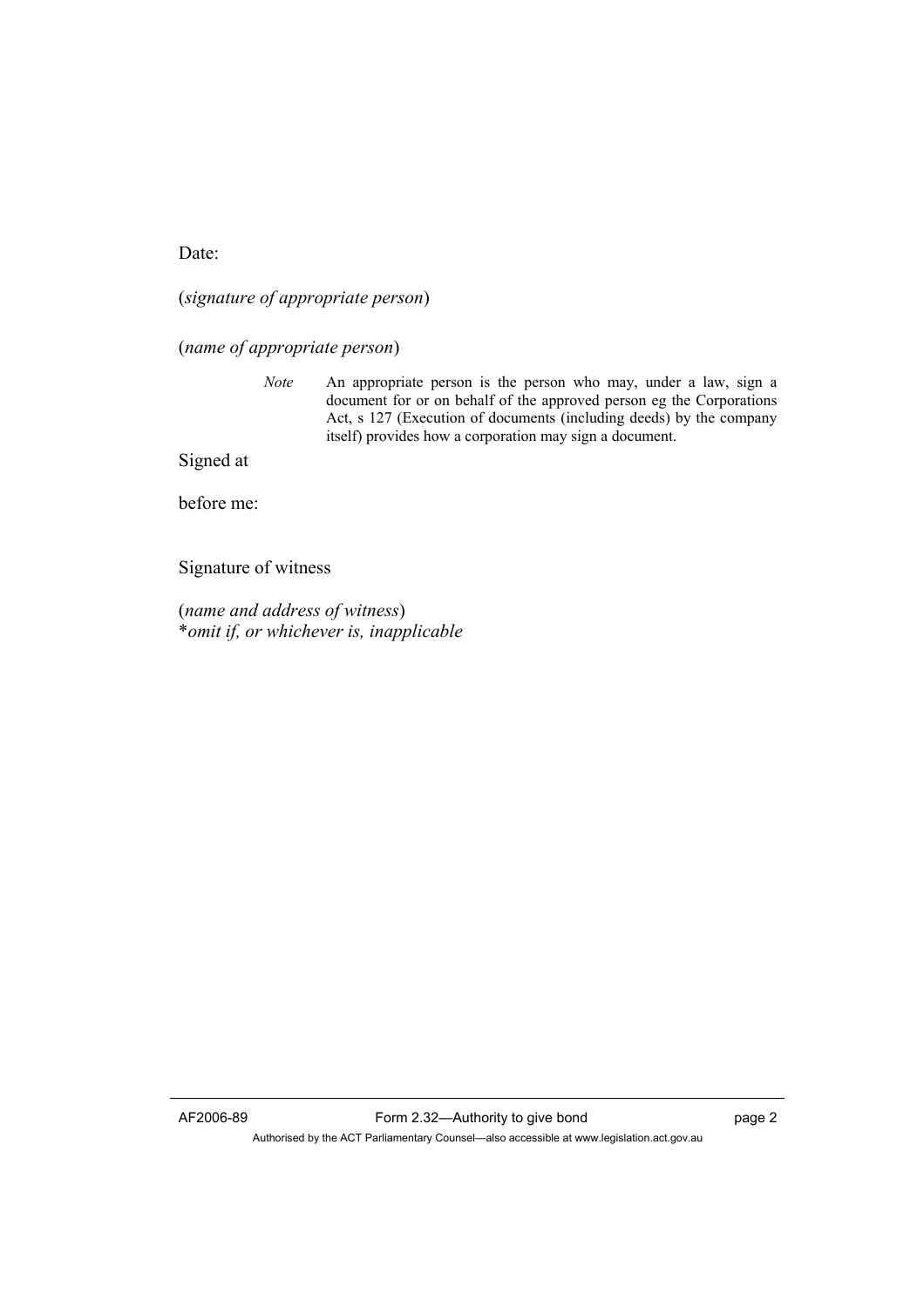Date:

(*signature of appropriate person*)

(*name of appropriate person*)

*Note* An appropriate person is the person who may, under a law, sign a document for or on behalf of the approved person eg the Corporations Act, s 127 (Execution of documents (including deeds) by the company itself) provides how a corporation may sign a document.

Signed at

before me:

Signature of witness

(*name and address of witness*)
\**omit if, or whichever is, inapplicable*